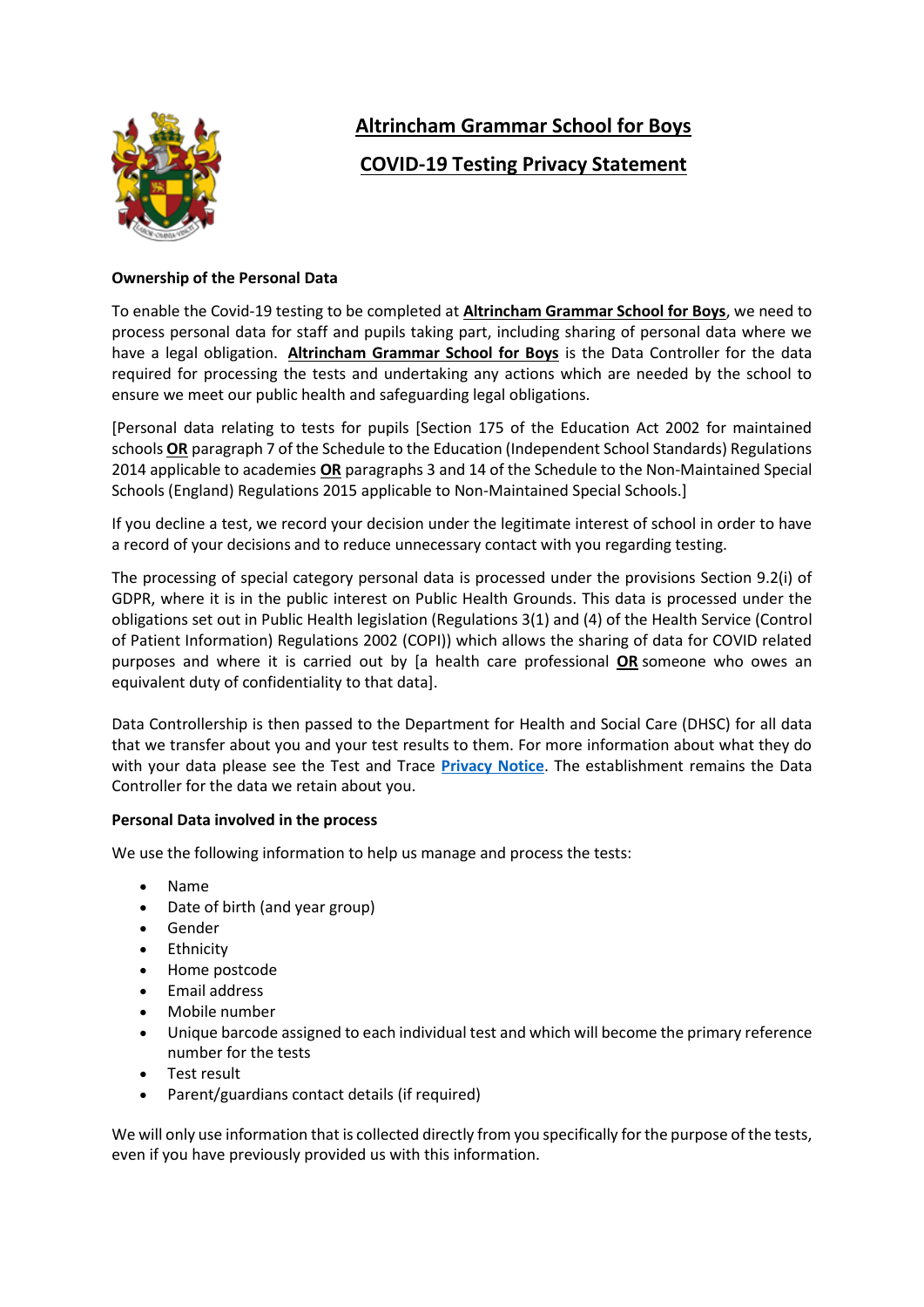# Altrincham Grammar School for Boys

## COVID-19 Testing Privacy Statement

**Ownership of the Personal Data**

To enable the Covid-19 testing to be completed at **Altrincham Grammar School for Boys**, we need to process personal data for staff and pupils taking part, including sharing of personal data where we have a legal obligation. **Altrincham Grammar School for Boys** is the Data Controller for the data required for processing the tests and undertaking any actions which are needed by the school to ensure we meet our public health and safeguarding legal obligations.

[Personal data relating to tests for pupils [Section 175 of the Education Act 2002 for maintained schools **OR** paragraph 7 of the Schedule to the Education (Independent School Standards) Regulations 2014 applicable to academies **OR** paragraphs 3 and 14 of the Schedule to the Non-Maintained Special Schools (England) Regulations 2015 applicable to Non-Maintained Special Schools.]

If you decline a test, we record your decision under the legitimate interest of school in order to have a record of your decisions and to reduce unnecessary contact with you regarding testing.

The processing of special category personal data is processed under the provisions Section 9.2(i) of GDPR, where it is in the public interest on Public Health Grounds. This data is processed under the obligations set out in Public Health legislation (Regulations 3(1) and (4) of the Health Service (Control of Patient Information) Regulations 2002 (COPI)) which allows the sharing of data for COVID related purposes and where it is carried out by [a health care professional **OR** someone who owes an equivalent duty of confidentiality to that data].

Data Controllership is then passed to the Department for Health and Social Care (DHSC) for all data that we transfer about you and your test results to them. For more information about what they do with your data please see the Test and Trace **Privacy Notice**. The establishment remains the Data Controller for the data we retain about you.

**Personal Data involved in the process**

We use the following information to help us manage and process the tests:

- Name
- Date of birth (and year group)
- Gender
- Ethnicity
- Home postcode
- Email address
- Mobile number
- Unique barcode assigned to each individual test and which will become the primary reference number for the tests
- Test result
- Parent/guardians contact details (if required)

We will only use information that is collected directly from you specifically for the purpose of the tests, even if you have previously provided us with this information.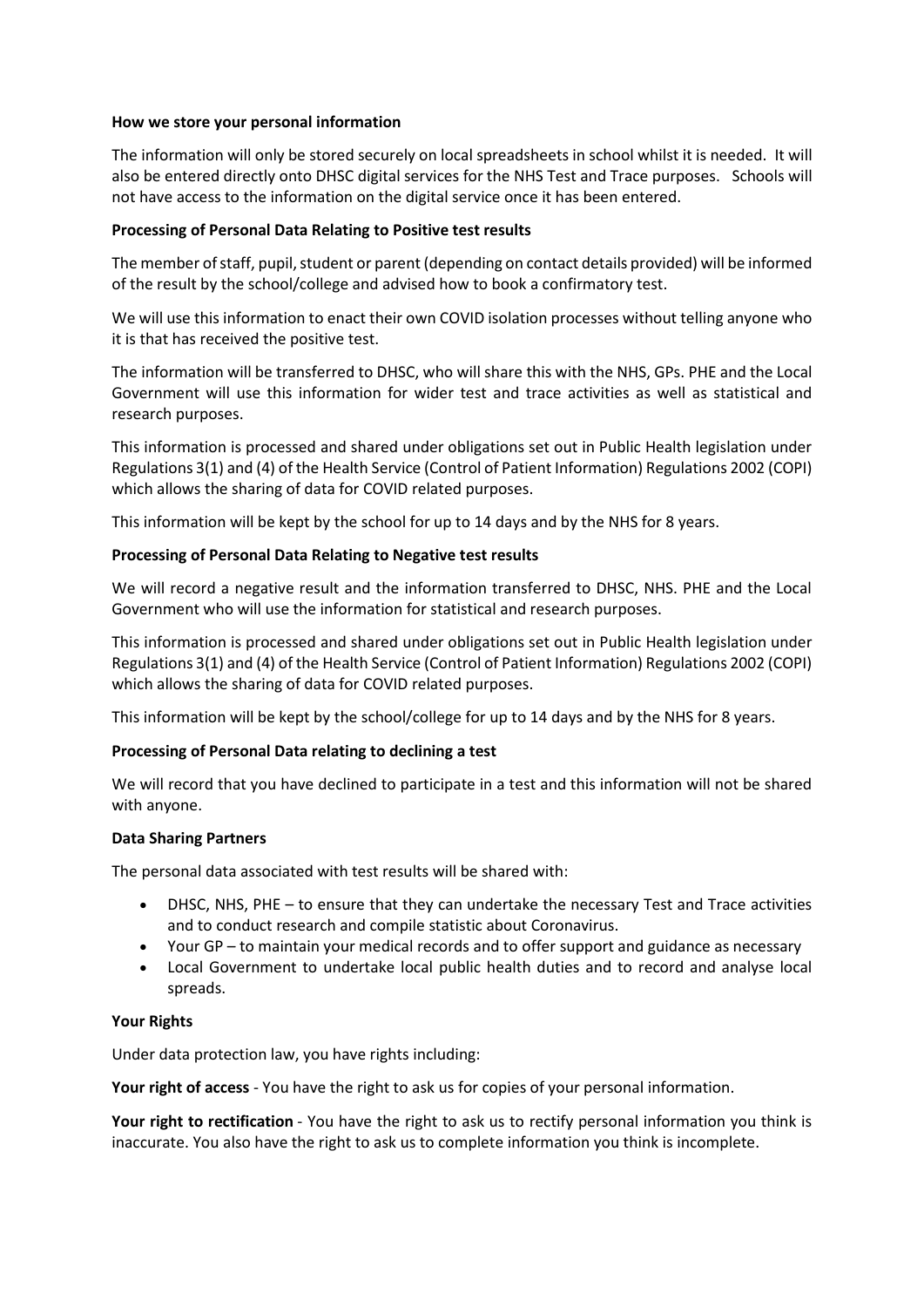**How we store your personal information**

The information will only be stored securely on local spreadsheets in school whilst it is needed. It will also be entered directly onto DHSC digital services for the NHS Test and Trace purposes. Schools will not have access to the information on the digital service once it has been entered.

**Processing of Personal Data Relating to Positive test results**

The member of staff, pupil, student or parent (depending on contact details provided) will be informed of the result by the school/college and advised how to book a confirmatory test.

We will use this information to enact their own COVID isolation processes without telling anyone who it is that has received the positive test.

The information will be transferred to DHSC, who will share this with the NHS, GPs. PHE and the Local Government will use this information for wider test and trace activities as well as statistical and research purposes.

This information is processed and shared under obligations set out in Public Health legislation under Regulations 3(1) and (4) of the Health Service (Control of Patient Information) Regulations 2002 (COPI) which allows the sharing of data for COVID related purposes.

This information will be kept by the school for up to 14 days and by the NHS for 8 years.

**Processing of Personal Data Relating to Negative test results**

We will record a negative result and the information transferred to DHSC, NHS. PHE and the Local Government who will use the information for statistical and research purposes.

This information is processed and shared under obligations set out in Public Health legislation under Regulations 3(1) and (4) of the Health Service (Control of Patient Information) Regulations 2002 (COPI) which allows the sharing of data for COVID related purposes.

This information will be kept by the school/college for up to 14 days and by the NHS for 8 years.

**Processing of Personal Data relating to declining a test**

We will record that you have declined to participate in a test and this information will not be shared with anyone.

**Data Sharing Partners**

The personal data associated with test results will be shared with:

- DHSC, NHS, PHE – to ensure that they can undertake the necessary Test and Trace activities and to conduct research and compile statistic about Coronavirus.
- Your GP – to maintain your medical records and to offer support and guidance as necessary
- Local Government to undertake local public health duties and to record and analyse local spreads.

**Your Rights**

Under data protection law, you have rights including:

**Your right of access** - You have the right to ask us for copies of your personal information.

**Your right to rectification** - You have the right to ask us to rectify personal information you think is inaccurate. You also have the right to ask us to complete information you think is incomplete.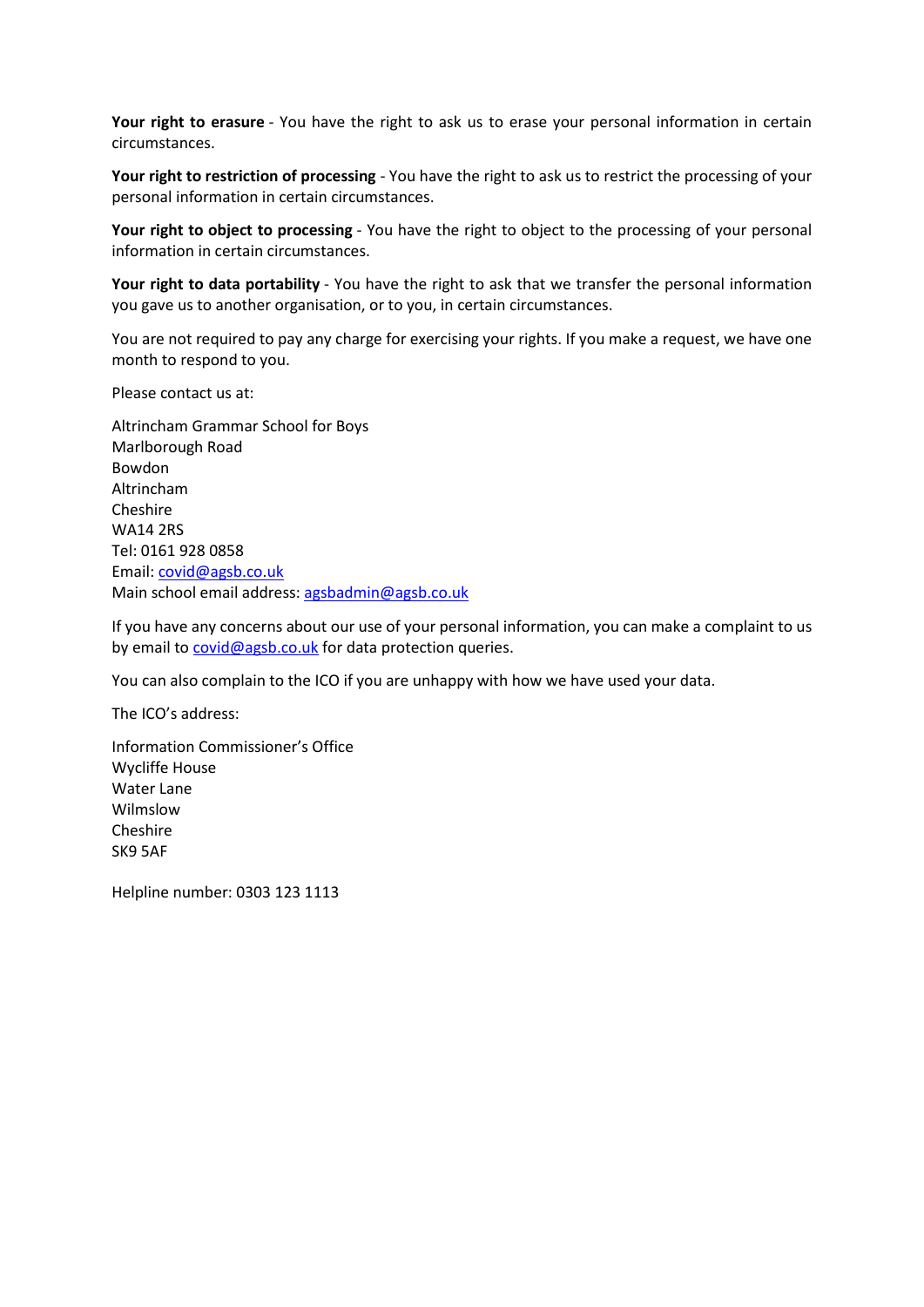**Your right to erasure** - You have the right to ask us to erase your personal information in certain circumstances.

**Your right to restriction of processing** - You have the right to ask us to restrict the processing of your personal information in certain circumstances.

**Your right to object to processing** - You have the right to object to the processing of your personal information in certain circumstances.

**Your right to data portability** - You have the right to ask that we transfer the personal information you gave us to another organisation, or to you, in certain circumstances.

You are not required to pay any charge for exercising your rights. If you make a request, we have one month to respond to you.

Please contact us at:

Altrincham Grammar School for Boys
Marlborough Road
Bowdon
Altrincham
Cheshire
WA14 2RS
Tel: 0161 928 0858
Email: covid@agsb.co.uk
Main school email address: agsbadmin@agsb.co.uk

If you have any concerns about our use of your personal information, you can make a complaint to us by email to covid@agsb.co.uk for data protection queries.

You can also complain to the ICO if you are unhappy with how we have used your data.

The ICO's address:

Information Commissioner's Office
Wycliffe House
Water Lane
Wilmslow
Cheshire
SK9 5AF

Helpline number: 0303 123 1113